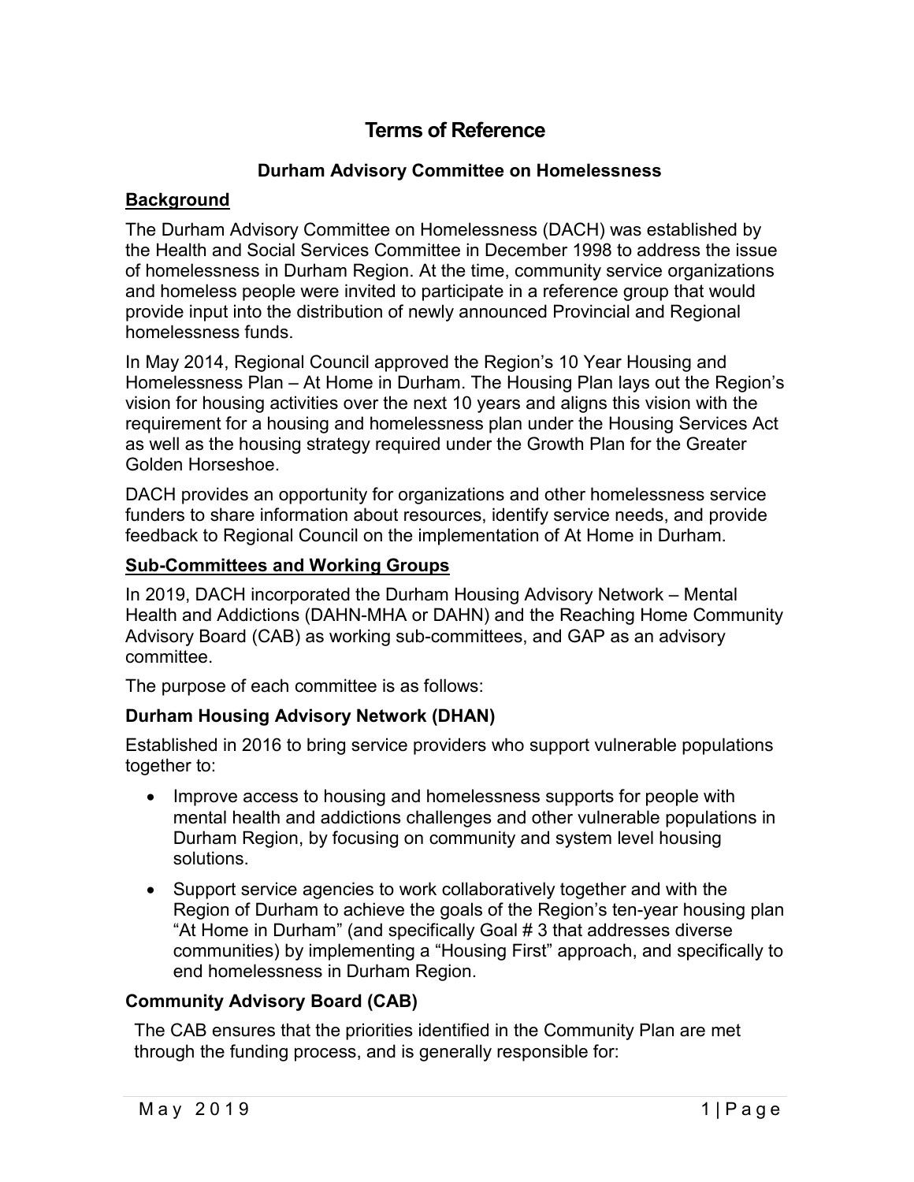# Terms of Reference

### Durham Advisory Committee on Homelessness

## Background

The Durham Advisory Committee on Homelessness (DACH) was established by the Health and Social Services Committee in December 1998 to address the issue of homelessness in Durham Region. At the time, community service organizations and homeless people were invited to participate in a reference group that would provide input into the distribution of newly announced Provincial and Regional homelessness funds.

In May 2014, Regional Council approved the Region's 10 Year Housing and Homelessness Plan – At Home in Durham. The Housing Plan lays out the Region's vision for housing activities over the next 10 years and aligns this vision with the requirement for a housing and homelessness plan under the Housing Services Act as well as the housing strategy required under the Growth Plan for the Greater Golden Horseshoe.

DACH provides an opportunity for organizations and other homelessness service funders to share information about resources, identify service needs, and provide feedback to Regional Council on the implementation of At Home in Durham.

## Sub-Committees and Working Groups

In 2019, DACH incorporated the Durham Housing Advisory Network – Mental Health and Addictions (DAHN-MHA or DAHN) and the Reaching Home Community Advisory Board (CAB) as working sub-committees, and GAP as an advisory committee.

The purpose of each committee is as follows:

### Durham Housing Advisory Network (DHAN)

Established in 2016 to bring service providers who support vulnerable populations together to:

- Improve access to housing and homelessness supports for people with mental health and addictions challenges and other vulnerable populations in Durham Region, by focusing on community and system level housing solutions.
- Support service agencies to work collaboratively together and with the Region of Durham to achieve the goals of the Region's ten-year housing plan "At Home in Durham" (and specifically Goal # 3 that addresses diverse communities) by implementing a "Housing First" approach, and specifically to end homelessness in Durham Region.

### Community Advisory Board (CAB)

The CAB ensures that the priorities identified in the Community Plan are met through the funding process, and is generally responsible for: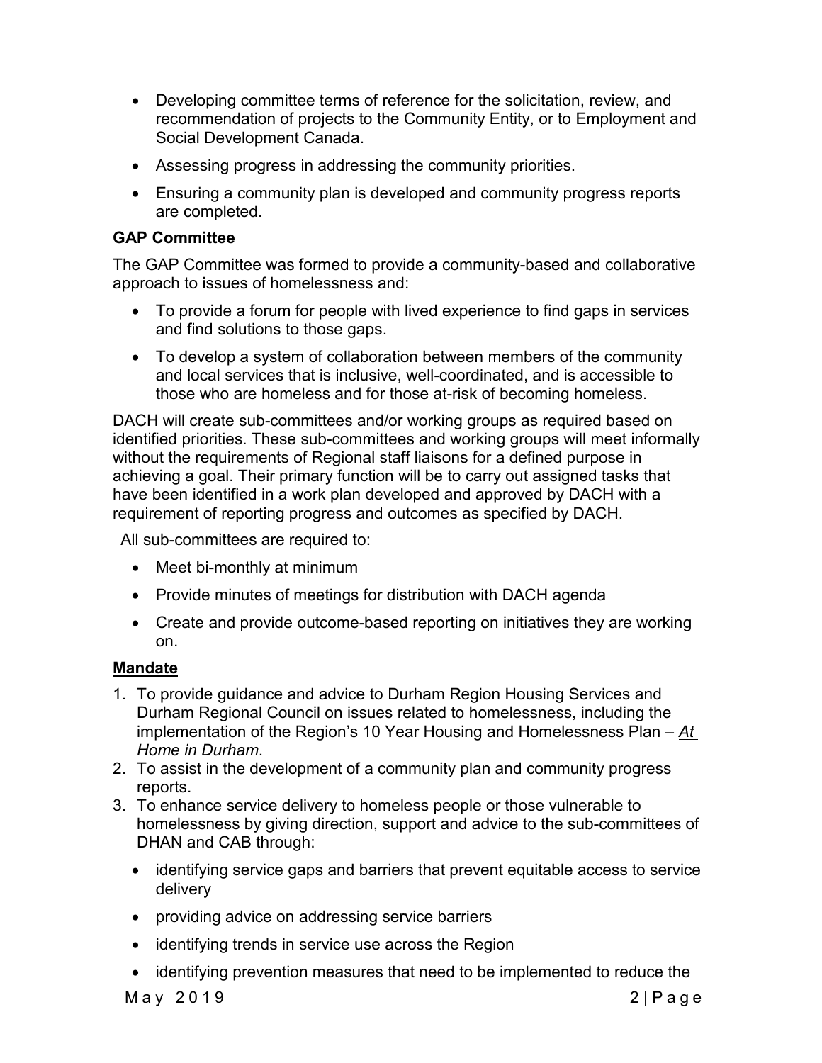- Developing committee terms of reference for the solicitation, review, and recommendation of projects to the Community Entity, or to Employment and Social Development Canada.
- Assessing progress in addressing the community priorities.
- Ensuring a community plan is developed and community progress reports are completed.

**GAP Committee**

The GAP Committee was formed to provide a community-based and collaborative approach to issues of homelessness and:

- To provide a forum for people with lived experience to find gaps in services and find solutions to those gaps.
- To develop a system of collaboration between members of the community and local services that is inclusive, well-coordinated, and is accessible to those who are homeless and for those at-risk of becoming homeless.

DACH will create sub-committees and/or working groups as required based on identified priorities. These sub-committees and working groups will meet informally without the requirements of Regional staff liaisons for a defined purpose in achieving a goal. Their primary function will be to carry out assigned tasks that have been identified in a work plan developed and approved by DACH with a requirement of reporting progress and outcomes as specified by DACH.

All sub-committees are required to:

- Meet bi-monthly at minimum
- Provide minutes of meetings for distribution with DACH agenda
- Create and provide outcome-based reporting on initiatives they are working on.

**Mandate**

1. To provide guidance and advice to Durham Region Housing Services and Durham Regional Council on issues related to homelessness, including the implementation of the Region's 10 Year Housing and Homelessness Plan – *At Home in Durham*.
2. To assist in the development of a community plan and community progress reports.
3. To enhance service delivery to homeless people or those vulnerable to homelessness by giving direction, support and advice to the sub-committees of DHAN and CAB through:
   - identifying service gaps and barriers that prevent equitable access to service delivery
   - providing advice on addressing service barriers
   - identifying trends in service use across the Region
   - identifying prevention measures that need to be implemented to reduce the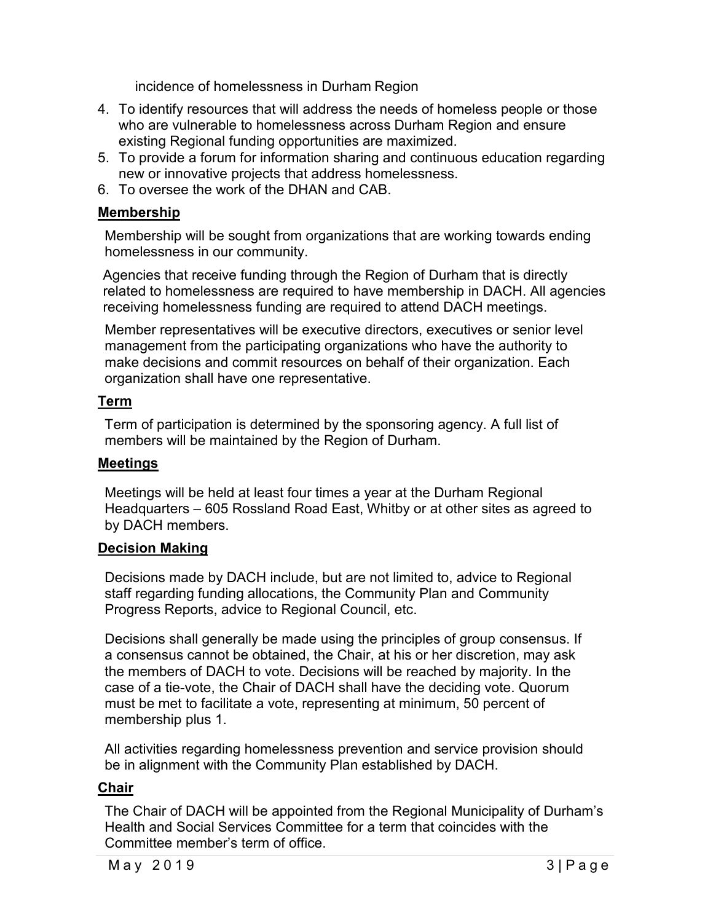incidence of homelessness in Durham Region

4. To identify resources that will address the needs of homeless people or those who are vulnerable to homelessness across Durham Region and ensure existing Regional funding opportunities are maximized.
5. To provide a forum for information sharing and continuous education regarding new or innovative projects that address homelessness.
6. To oversee the work of the DHAN and CAB.

## Membership

Membership will be sought from organizations that are working towards ending homelessness in our community.

Agencies that receive funding through the Region of Durham that is directly related to homelessness are required to have membership in DACH. All agencies receiving homelessness funding are required to attend DACH meetings.

Member representatives will be executive directors, executives or senior level management from the participating organizations who have the authority to make decisions and commit resources on behalf of their organization. Each organization shall have one representative.

## Term

Term of participation is determined by the sponsoring agency. A full list of members will be maintained by the Region of Durham.

## Meetings

Meetings will be held at least four times a year at the Durham Regional Headquarters – 605 Rossland Road East, Whitby or at other sites as agreed to by DACH members.

## Decision Making

Decisions made by DACH include, but are not limited to, advice to Regional staff regarding funding allocations, the Community Plan and Community Progress Reports, advice to Regional Council, etc.

Decisions shall generally be made using the principles of group consensus. If a consensus cannot be obtained, the Chair, at his or her discretion, may ask the members of DACH to vote. Decisions will be reached by majority. In the case of a tie-vote, the Chair of DACH shall have the deciding vote. Quorum must be met to facilitate a vote, representing at minimum, 50 percent of membership plus 1.

All activities regarding homelessness prevention and service provision should be in alignment with the Community Plan established by DACH.

## Chair

The Chair of DACH will be appointed from the Regional Municipality of Durham's Health and Social Services Committee for a term that coincides with the Committee member's term of office.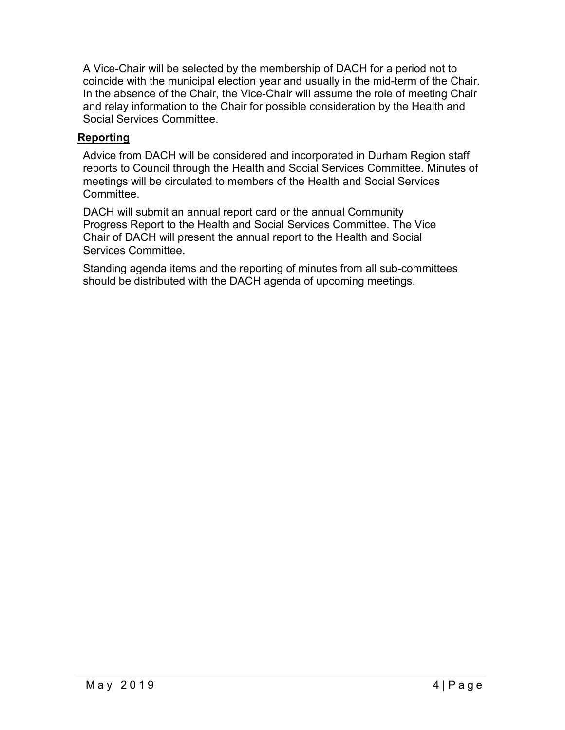A Vice-Chair will be selected by the membership of DACH for a period not to coincide with the municipal election year and usually in the mid-term of the Chair. In the absence of the Chair, the Vice-Chair will assume the role of meeting Chair and relay information to the Chair for possible consideration by the Health and Social Services Committee.

## Reporting

Advice from DACH will be considered and incorporated in Durham Region staff reports to Council through the Health and Social Services Committee. Minutes of meetings will be circulated to members of the Health and Social Services Committee.

DACH will submit an annual report card or the annual Community Progress Report to the Health and Social Services Committee. The Vice Chair of DACH will present the annual report to the Health and Social Services Committee.

Standing agenda items and the reporting of minutes from all sub-committees should be distributed with the DACH agenda of upcoming meetings.